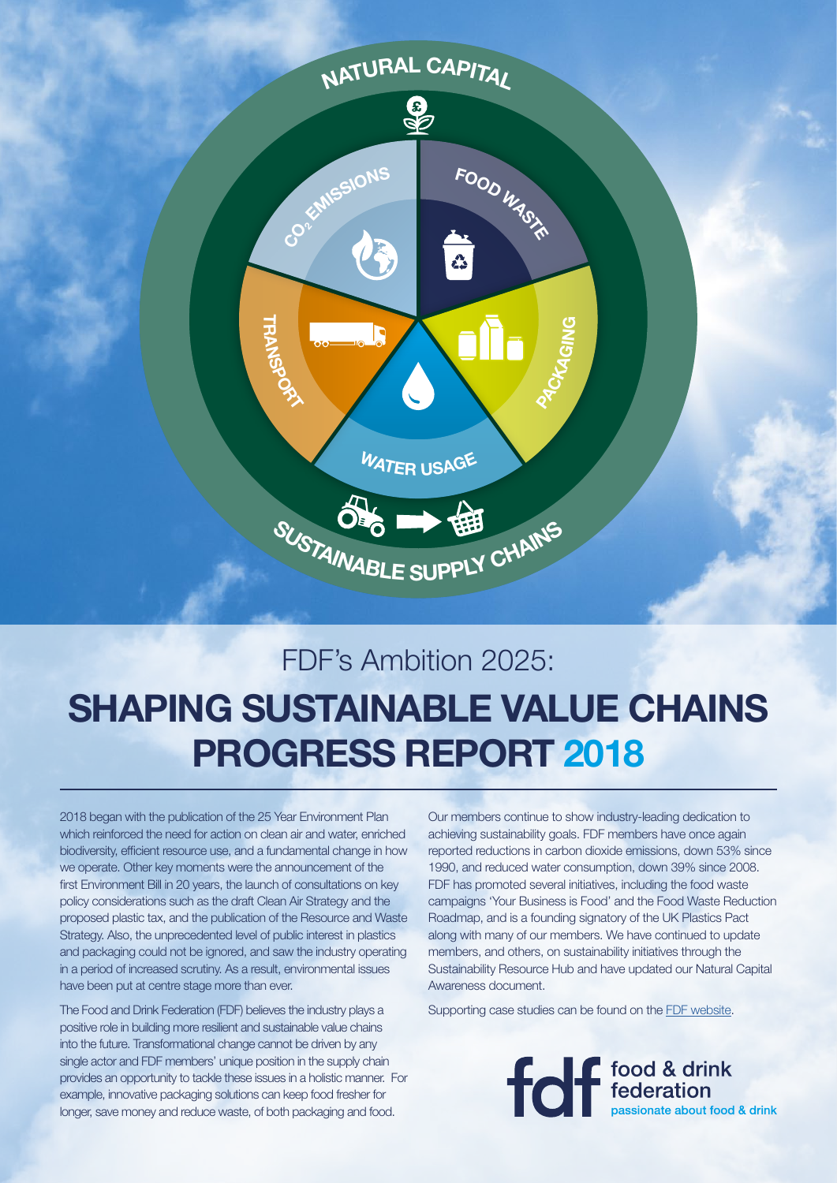NATURAL CAPITAL

$CO_2$ EMISSIONS

FOOD WASTE

TRANSPORT

PACKAGING

WATER USAGE

SUSTAINABLE SUPPLY CHAINS

FDF's Ambition 2025:

# SHAPING SUSTAINABLE VALUE CHAINS PROGRESS REPORT 2018

2018 began with the publication of the 25 Year Environment Plan which reinforced the need for action on clean air and water, enriched biodiversity, efficient resource use, and a fundamental change in how we operate. Other key moments were the announcement of the first Environment Bill in 20 years, the launch of consultations on key policy considerations such as the draft Clean Air Strategy and the proposed plastic tax, and the publication of the Resource and Waste Strategy. Also, the unprecedented level of public interest in plastics and packaging could not be ignored, and saw the industry operating in a period of increased scrutiny. As a result, environmental issues have been put at centre stage more than ever.

The Food and Drink Federation (FDF) believes the industry plays a positive role in building more resilient and sustainable value chains into the future. Transformational change cannot be driven by any single actor and FDF members' unique position in the supply chain provides an opportunity to tackle these issues in a holistic manner. For example, innovative packaging solutions can keep food fresher for longer, save money and reduce waste, of both packaging and food.

Our members continue to show industry-leading dedication to achieving sustainability goals. FDF members have once again reported reductions in carbon dioxide emissions, down 53% since 1990, and reduced water consumption, down 39% since 2008. FDF has promoted several initiatives, including the food waste campaigns 'Your Business is Food' and the Food Waste Reduction Roadmap, and is a founding signatory of the UK Plastics Pact along with many of our members. We have continued to update members, and others, on sustainability initiatives through the Sustainability Resource Hub and have updated our Natural Capital Awareness document.

Supporting case studies can be found on the FDF website.

fdf food & drink federation
passionate about food & drink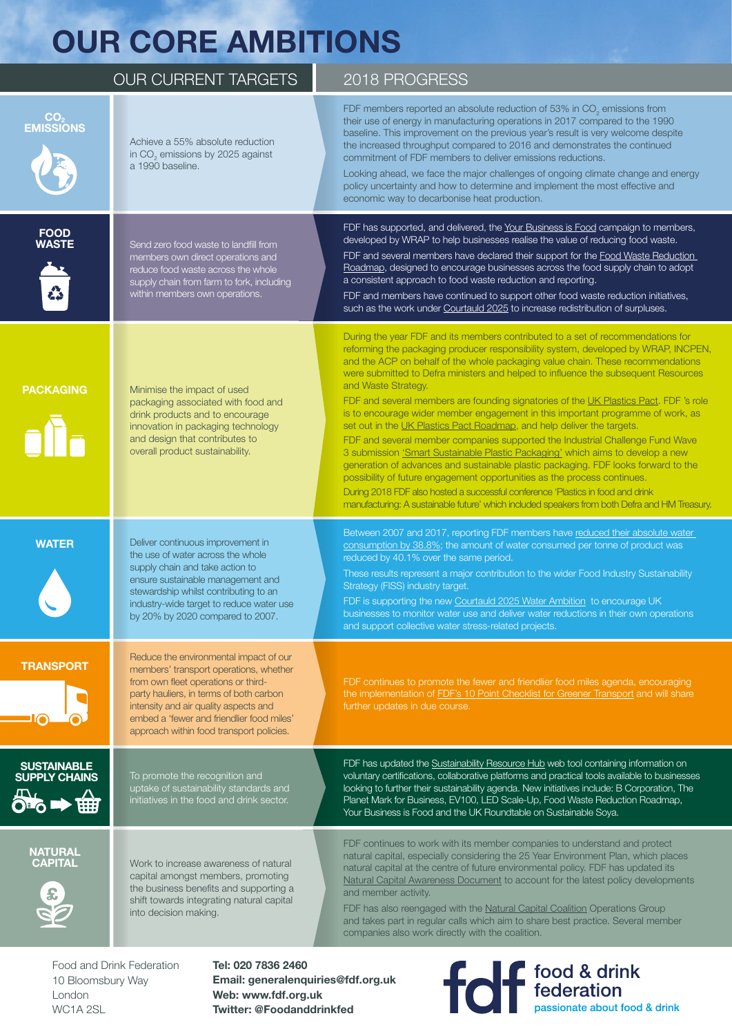# OUR CORE AMBITIONS

| | OUR CURRENT TARGETS | 2018 PROGRESS |
|---|---|---|
| **$CO_2$ EMISSIONS** | Achieve a 55% absolute reduction in $CO_2$ emissions by 2025 against a 1990 baseline. | FDF members reported an absolute reduction of 53% in $CO_2$ emissions from their use of energy in manufacturing operations in 2017 compared to the 1990 baseline. This improvement on the previous year's result is very welcome despite the increased throughput compared to 2016 and demonstrates the continued commitment of FDF members to deliver emissions reductions.<br><br>Looking ahead, we face the major challenges of ongoing climate change and energy policy uncertainty and how to determine and implement the most effective and economic way to decarbonise heat production. |
| **FOOD WASTE** | Send zero food waste to landfill from members own direct operations and reduce food waste across the whole supply chain from farm to fork, including within members own operations. | FDF has supported, and delivered, the Your Business is Food campaign to members, developed by WRAP to help businesses realise the value of reducing food waste.<br><br>FDF and several members have declared their support for the Food Waste Reduction Roadmap, designed to encourage businesses across the food supply chain to adopt a consistent approach to food waste reduction and reporting.<br><br>FDF and members have continued to support other food waste reduction initiatives, such as the work under Courtauld 2025 to increase redistribution of surpluses. |
| **PACKAGING** | Minimise the impact of used packaging associated with food and drink products and to encourage innovation in packaging technology and design that contributes to overall product sustainability. | During the year FDF and its members contributed to a set of recommendations for reforming the packaging producer responsibility system, developed by WRAP, INCPEN, and the ACP on behalf of the whole packaging value chain. These recommendations were submitted to Defra ministers and helped to influence the subsequent Resources and Waste Strategy.<br><br>FDF and several members are founding signatories of the UK Plastics Pact. FDF 's role is to encourage wider member engagement in this important programme of work, as set out in the UK Plastics Pact Roadmap, and help deliver the targets.<br><br>FDF and several member companies supported the Industrial Challenge Fund Wave 3 submission 'Smart Sustainable Plastic Packaging' which aims to develop a new generation of advances and sustainable plastic packaging. FDF looks forward to the possibility of future engagement opportunities as the process continues.<br><br>During 2018 FDF also hosted a successful conference 'Plastics in food and drink manufacturing: A sustainable future' which included speakers from both Defra and HM Treasury. |
| **WATER** | Deliver continuous improvement in the use of water across the whole supply chain and take action to ensure sustainable management and stewardship whilst contributing to an industry-wide target to reduce water use by 20% by 2020 compared to 2007. | Between 2007 and 2017, reporting FDF members have reduced their absolute water consumption by 38.8%; the amount of water consumed per tonne of product was reduced by 40.1% over the same period.<br><br>These results represent a major contribution to the wider Food Industry Sustainability Strategy (FISS) industry target.<br><br>FDF is supporting the new Courtauld 2025 Water Ambition to encourage UK businesses to monitor water use and deliver water reductions in their own operations and support collective water stress-related projects. |
| **TRANSPORT** | Reduce the environmental impact of our members' transport operations, whether from own fleet operations or third-party hauliers, in terms of both carbon intensity and air quality aspects and embed a 'fewer and friendlier food miles' approach within food transport policies. | FDF continues to promote the fewer and friendlier food miles agenda, encouraging the implementation of FDF's 10 Point Checklist for Greener Transport and will share further updates in due course. |
| **SUSTAINABLE SUPPLY CHAINS** | To promote the recognition and uptake of sustainability standards and initiatives in the food and drink sector. | FDF has updated the Sustainability Resource Hub web tool containing information on voluntary certifications, collaborative platforms and practical tools available to businesses looking to further their sustainability agenda. New initiatives include: B Corporation, The Planet Mark for Business, EV100, LED Scale-Up, Food Waste Reduction Roadmap, Your Business is Food and the UK Roundtable on Sustainable Soya. |
| **NATURAL CAPITAL** | Work to increase awareness of natural capital amongst members, promoting the business benefits and supporting a shift towards integrating natural capital into decision making. | FDF continues to work with its member companies to understand and protect natural capital, especially considering the 25 Year Environment Plan, which places natural capital at the centre of future environmental policy. FDF has updated its Natural Capital Awareness Document to account for the latest policy developments and member activity.<br><br>FDF has also reengaged with the Natural Capital Coalition Operations Group and takes part in regular calls which aim to share best practice. Several member companies also work directly with the coalition. |

Food and Drink Federation
10 Bloomsbury Way
London
WC1A 2SL

**Tel: 020 7836 2460**
**Email: generalenquiries@fdf.org.uk**
**Web: www.fdf.org.uk**
**Twitter: @Foodanddrinkfed**

fdf food & drink federation
passionate about food & drink